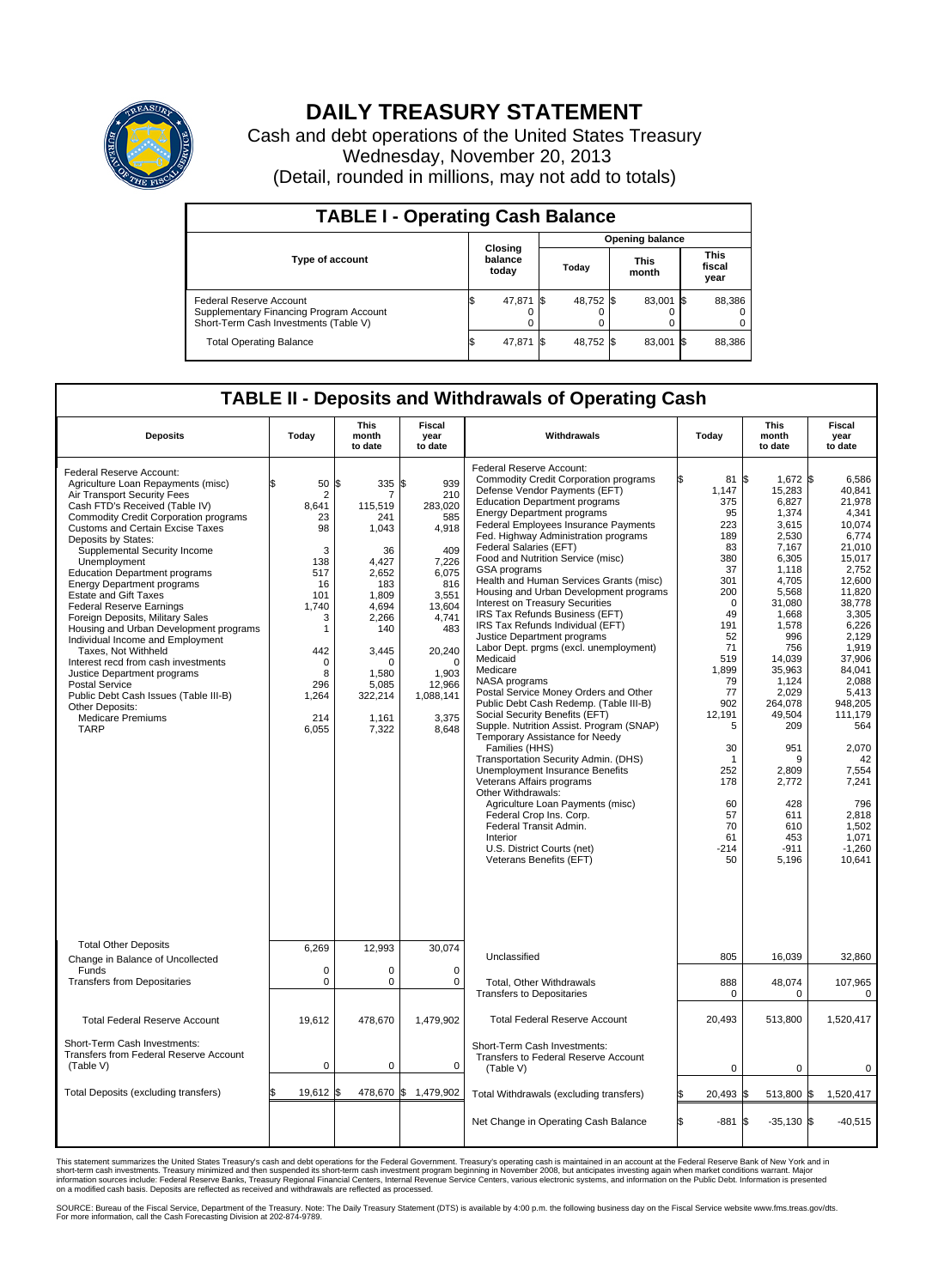# DAILY TREASURY STATEMENT

Cash and debt operations of the United States Treasury
Wednesday, November 20, 2013
(Detail, rounded in millions, may not add to totals)

## TABLE I - Operating Cash Balance

| Type of account | Closing balance today | Opening balance Today | Opening balance This month | Opening balance This fiscal year |
|---|---|---|---|---|
| Federal Reserve Account | $ 47,871 | $ 48,752 | $ 83,001 | $ 88,386 |
| Supplementary Financing Program Account | 0 | 0 | 0 | 0 |
| Short-Term Cash Investments (Table V) | 0 | 0 | 0 | 0 |
| Total Operating Balance | $ 47,871 | $ 48,752 | $ 83,001 | $ 88,386 |

## TABLE II - Deposits and Withdrawals of Operating Cash

| Deposits | Today | This month to date | Fiscal year to date |
|---|---|---|---|
| Federal Reserve Account: | | | |
| Agriculture Loan Repayments (misc) | $ 50 | $ 335 | $ 939 |
| Air Transport Security Fees | 2 | 7 | 210 |
| Cash FTD's Received (Table IV) | 8,641 | 115,519 | 283,020 |
| Commodity Credit Corporation programs | 23 | 241 | 585 |
| Customs and Certain Excise Taxes | 98 | 1,043 | 4,918 |
| Deposits by States: | | | |
| Supplemental Security Income | 3 | 36 | 409 |
| Unemployment | 138 | 4,427 | 7,226 |
| Education Department programs | 517 | 2,652 | 6,075 |
| Energy Department programs | 16 | 183 | 816 |
| Estate and Gift Taxes | 101 | 1,809 | 3,551 |
| Federal Reserve Earnings | 1,740 | 4,694 | 13,604 |
| Foreign Deposits, Military Sales | 3 | 2,266 | 4,741 |
| Housing and Urban Development programs | 1 | 140 | 483 |
| Individual Income and Employment Taxes, Not Withheld | 442 | 3,445 | 20,240 |
| Interest recd from cash investments | 0 | 0 | 0 |
| Justice Department programs | 8 | 1,580 | 1,903 |
| Postal Service | 296 | 5,085 | 12,966 |
| Public Debt Cash Issues (Table III-B) | 1,264 | 322,214 | 1,088,141 |
| Other Deposits: | | | |
| Medicare Premiums | 214 | 1,161 | 3,375 |
| TARP | 6,055 | 7,322 | 8,648 |
| Total Other Deposits | 6,269 | 12,993 | 30,074 |
| Change in Balance of Uncollected Funds | 0 | 0 | 0 |
| Transfers from Depositaries | 0 | 0 | 0 |
| Total Federal Reserve Account | 19,612 | 478,670 | 1,479,902 |
| Short-Term Cash Investments: Transfers from Federal Reserve Account (Table V) | 0 | 0 | 0 |
| Total Deposits (excluding transfers) | $ 19,612 | $ 478,670 | $ 1,479,902 |

| Withdrawals | Today | This month to date | Fiscal year to date |
|---|---|---|---|
| Federal Reserve Account: | | | |
| Commodity Credit Corporation programs | $ 81 | $ 1,672 | $ 6,586 |
| Defense Vendor Payments (EFT) | 1,147 | 15,283 | 40,841 |
| Education Department programs | 375 | 6,827 | 21,978 |
| Energy Department programs | 95 | 1,374 | 4,341 |
| Federal Employees Insurance Payments | 223 | 3,615 | 10,074 |
| Fed. Highway Administration programs | 189 | 2,530 | 6,774 |
| Federal Salaries (EFT) | 83 | 7,167 | 21,010 |
| Food and Nutrition Service (misc) | 380 | 6,305 | 15,017 |
| GSA programs | 37 | 1,118 | 2,752 |
| Health and Human Services Grants (misc) | 301 | 4,705 | 12,600 |
| Housing and Urban Development programs | 200 | 5,568 | 11,820 |
| Interest on Treasury Securities | 0 | 31,080 | 38,778 |
| IRS Tax Refunds Business (EFT) | 49 | 1,668 | 3,305 |
| IRS Tax Refunds Individual (EFT) | 191 | 1,578 | 6,226 |
| Justice Department programs | 52 | 996 | 2,129 |
| Labor Dept. prgms (excl. unemployment) | 71 | 756 | 1,919 |
| Medicaid | 519 | 14,039 | 37,906 |
| Medicare | 1,899 | 35,963 | 84,041 |
| NASA programs | 79 | 1,124 | 2,088 |
| Postal Service Money Orders and Other | 77 | 2,029 | 5,413 |
| Public Debt Cash Redemp. (Table III-B) | 902 | 264,078 | 948,205 |
| Social Security Benefits (EFT) | 12,191 | 49,504 | 111,179 |
| Supple. Nutrition Assist. Program (SNAP) | 5 | 209 | 564 |
| Temporary Assistance for Needy Families (HHS) | 30 | 951 | 2,070 |
| Transportation Security Admin. (DHS) | 1 | 9 | 42 |
| Unemployment Insurance Benefits | 252 | 2,809 | 7,554 |
| Veterans Affairs programs | 178 | 2,772 | 7,241 |
| Other Withdrawals: | | | |
| Agriculture Loan Payments (misc) | 60 | 428 | 796 |
| Federal Crop Ins. Corp. | 57 | 611 | 2,818 |
| Federal Transit Admin. | 70 | 610 | 1,502 |
| Interior | 61 | 453 | 1,071 |
| U.S. District Courts (net) | -214 | -911 | -1,260 |
| Veterans Benefits (EFT) | 50 | 5,196 | 10,641 |
| Unclassified | 805 | 16,039 | 32,860 |
| Total, Other Withdrawals | 888 | 48,074 | 107,965 |
| Transfers to Depositaries | 0 | 0 | 0 |
| Total Federal Reserve Account | 20,493 | 513,800 | 1,520,417 |
| Short-Term Cash Investments: Transfers to Federal Reserve Account (Table V) | 0 | 0 | 0 |
| Total Withdrawals (excluding transfers) | $ 20,493 | $ 513,800 | $ 1,520,417 |
| Net Change in Operating Cash Balance | $ -881 | $ -35,130 | $ -40,515 |

This statement summarizes the United States Treasury's cash and debt operations for the Federal Government. Treasury's operating cash is maintained in an account at the Federal Reserve Bank of New York and in short-term cash investments. Treasury minimized and then suspended its short-term cash investment program beginning in November 2008, but anticipates investing again when market conditions warrant. Major information sources include: Federal Reserve Banks, Treasury Regional Financial Centers, Internal Revenue Service Centers, various electronic systems, and information on the Public Debt. Information is presented on a modified cash basis. Deposits are reflected as received and withdrawals are reflected as processed.

SOURCE: Bureau of the Fiscal Service, Department of the Treasury. Note: The Daily Treasury Statement (DTS) is available by 4:00 p.m. the following business day on the Fiscal Service website www.fms.treas.gov/dts. For more information, call the Cash Forecasting Division at 202-874-9789.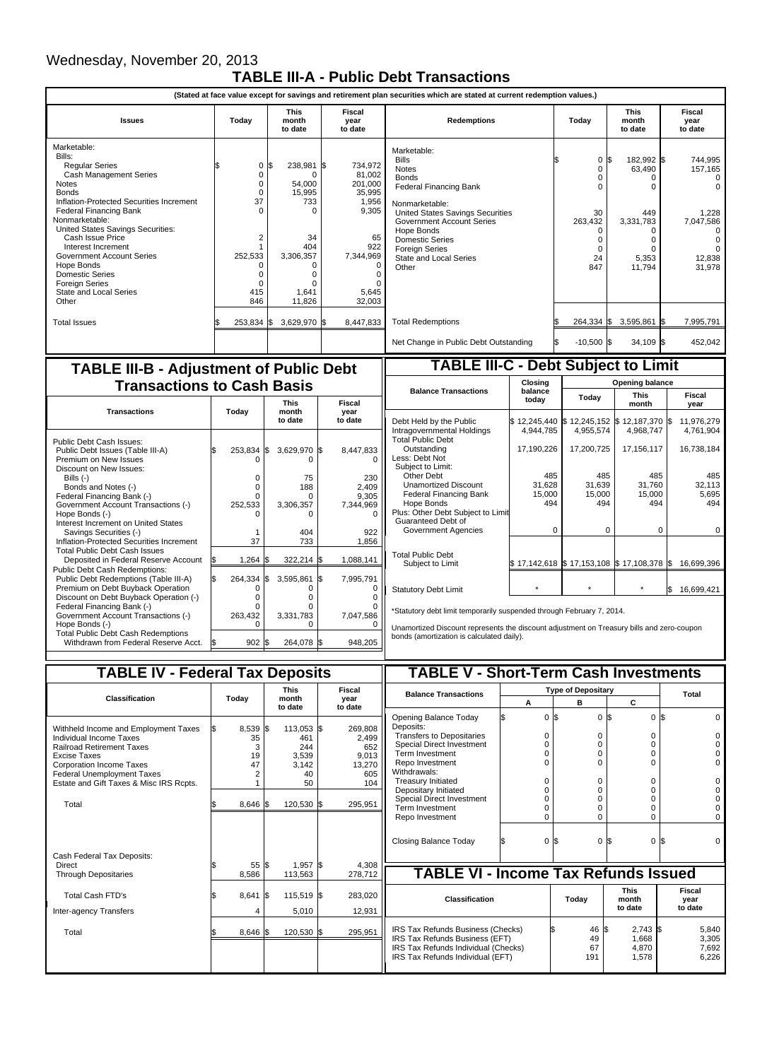Wednesday, November 20, 2013

# TABLE III-A - Public Debt Transactions

(Stated at face value except for savings and retirement plan securities which are stated at current redemption values.)

| Issues | Today | This month to date | Fiscal year to date |
|---|---|---|---|
| Marketable: | | | |
| Bills: | | | |
| Regular Series | $ 0 | $ 238,981 | $ 734,972 |
| Cash Management Series | 0 | 0 | 81,002 |
| Notes | 0 | 54,000 | 201,000 |
| Bonds | 0 | 15,995 | 35,995 |
| Inflation-Protected Securities Increment | 37 | 733 | 1,956 |
| Federal Financing Bank | 0 | 0 | 9,305 |
| Nonmarketable: | | | |
| United States Savings Securities: | | | |
| Cash Issue Price | 2 | 34 | 65 |
| Interest Increment | 1 | 404 | 922 |
| Government Account Series | 252,533 | 3,306,357 | 7,344,969 |
| Hope Bonds | 0 | 0 | 0 |
| Domestic Series | 0 | 0 | 0 |
| Foreign Series | 0 | 0 | 0 |
| State and Local Series | 415 | 1,641 | 5,645 |
| Other | 846 | 11,826 | 32,003 |
| Total Issues | $ 253,834 | $ 3,629,970 | $ 8,447,833 |

| Redemptions | Today | This month to date | Fiscal year to date |
|---|---|---|---|
| Marketable: | | | |
| Bills | $ 0 | $ 182,992 | $ 744,995 |
| Notes | 0 | 63,490 | 157,165 |
| Bonds | 0 | 0 | 0 |
| Federal Financing Bank | 0 | 0 | 0 |
| Nonmarketable: | | | |
| United States Savings Securities | 30 | 449 | 1,228 |
| Government Account Series | 263,432 | 3,331,783 | 7,047,586 |
| Hope Bonds | 0 | 0 | 0 |
| Domestic Series | 0 | 0 | 0 |
| Foreign Series | 0 | 0 | 0 |
| State and Local Series | 24 | 5,353 | 12,838 |
| Other | 847 | 11,794 | 31,978 |
| Total Redemptions | $ 264,334 | $ 3,595,861 | $ 7,995,791 |
| Net Change in Public Debt Outstanding | $ -10,500 | $ 34,109 | $ 452,042 |

# TABLE III-B - Adjustment of Public Debt Transactions to Cash Basis

| Transactions | Today | This month to date | Fiscal year to date |
|---|---|---|---|
| Public Debt Cash Issues: | | | |
| Public Debt Issues (Table III-A) | $ 253,834 | $ 3,629,970 | $ 8,447,833 |
| Premium on New Issues | 0 | 0 | 0 |
| Discount on New Issues: | | | |
| Bills (-) | 0 | 75 | 230 |
| Bonds and Notes (-) | 0 | 188 | 2,409 |
| Federal Financing Bank (-) | 0 | 0 | 9,305 |
| Government Account Transactions (-) | 252,533 | 3,306,357 | 7,344,969 |
| Hope Bonds (-) | 0 | 0 | 0 |
| Interest Increment on United States Savings Securities (-) | 1 | 404 | 922 |
| Inflation-Protected Securities Increment | 37 | 733 | 1,856 |
| Total Public Debt Cash Issues Deposited in Federal Reserve Account | $ 1,264 | $ 322,214 | $ 1,088,141 |
| Public Debt Cash Redemptions: | | | |
| Public Debt Redemptions (Table III-A) | $ 264,334 | $ 3,595,861 | $ 7,995,791 |
| Premium on Debt Buyback Operation | 0 | 0 | 0 |
| Discount on Debt Buyback Operation (-) | 0 | 0 | 0 |
| Federal Financing Bank (-) | 0 | 0 | 0 |
| Government Account Transactions (-) | 263,432 | 3,331,783 | 7,047,586 |
| Hope Bonds (-) | 0 | 0 | 0 |
| Total Public Debt Cash Redemptions Withdrawn from Federal Reserve Acct. | $ 902 | $ 264,078 | $ 948,205 |

# TABLE III-C - Debt Subject to Limit

| Balance Transactions | Closing balance today | Opening balance Today | Opening balance This month | Opening balance Fiscal year |
|---|---|---|---|---|
| Debt Held by the Public | $ 12,245,440 | $ 12,245,152 | $ 12,187,370 | $ 11,976,279 |
| Intragovernmental Holdings | 4,944,785 | 4,955,574 | 4,968,747 | 4,761,904 |
| Total Public Debt Outstanding | 17,190,226 | 17,200,725 | 17,156,117 | 16,738,184 |
| Less: Debt Not Subject to Limit: | | | | |
| Other Debt | 485 | 485 | 485 | 485 |
| Unamortized Discount | 31,628 | 31,639 | 31,760 | 32,113 |
| Federal Financing Bank | 15,000 | 15,000 | 15,000 | 5,695 |
| Hope Bonds | 494 | 494 | 494 | 494 |
| Plus: Other Debt Subject to Limit | | | | |
| Guaranteed Debt of Government Agencies | 0 | 0 | 0 | 0 |
| Total Public Debt Subject to Limit | $ 17,142,618 | $ 17,153,108 | $ 17,108,378 | $ 16,699,396 |
| Statutory Debt Limit | * | * | * | $ 16,699,421 |

*Statutory debt limit temporarily suspended through February 7, 2014.

Unamortized Discount represents the discount adjustment on Treasury bills and zero-coupon bonds (amortization is calculated daily).

# TABLE IV - Federal Tax Deposits

| Classification | Today | This month to date | Fiscal year to date |
|---|---|---|---|
| Withheld Income and Employment Taxes | $ 8,539 | $ 113,053 | $ 269,808 |
| Individual Income Taxes | 35 | 461 | 2,499 |
| Railroad Retirement Taxes | 3 | 244 | 652 |
| Excise Taxes | 19 | 3,539 | 9,013 |
| Corporation Income Taxes | 47 | 3,142 | 13,270 |
| Federal Unemployment Taxes | 2 | 40 | 605 |
| Estate and Gift Taxes & Misc IRS Rcpts. | 1 | 50 | 104 |
| Total | $ 8,646 | $ 120,530 | $ 295,951 |
| Cash Federal Tax Deposits: | | | |
| Direct | $ 55 | $ 1,957 | $ 4,308 |
| Through Depositaries | 8,586 | 113,563 | 278,712 |
| Total Cash FTD's | $ 8,641 | $ 115,519 | $ 283,020 |
| Inter-agency Transfers | 4 | 5,010 | 12,931 |
| Total | $ 8,646 | $ 120,530 | $ 295,951 |

# TABLE V - Short-Term Cash Investments

| Balance Transactions | Type of Depositary A | Type of Depositary B | Type of Depositary C | Total |
|---|---|---|---|---|
| Opening Balance Today | $ 0 | $ 0 | $ 0 | $ 0 |
| Deposits: | | | | |
| Transfers to Depositaries | 0 | 0 | 0 | 0 |
| Special Direct Investment | 0 | 0 | 0 | 0 |
| Term Investment | 0 | 0 | 0 | 0 |
| Repo Investment | 0 | 0 | 0 | 0 |
| Withdrawals: | | | | |
| Treasury Initiated | 0 | 0 | 0 | 0 |
| Depositary Initiated | 0 | 0 | 0 | 0 |
| Special Direct Investment | 0 | 0 | 0 | 0 |
| Term Investment | 0 | 0 | 0 | 0 |
| Repo Investment | 0 | 0 | 0 | 0 |
| Closing Balance Today | $ 0 | $ 0 | $ 0 | $ 0 |

# TABLE VI - Income Tax Refunds Issued

| Classification | Today | This month to date | Fiscal year to date |
|---|---|---|---|
| IRS Tax Refunds Business (Checks) | $ 46 | $ 2,743 | $ 5,840 |
| IRS Tax Refunds Business (EFT) | 49 | 1,668 | 3,305 |
| IRS Tax Refunds Individual (Checks) | 67 | 4,870 | 7,692 |
| IRS Tax Refunds Individual (EFT) | 191 | 1,578 | 6,226 |